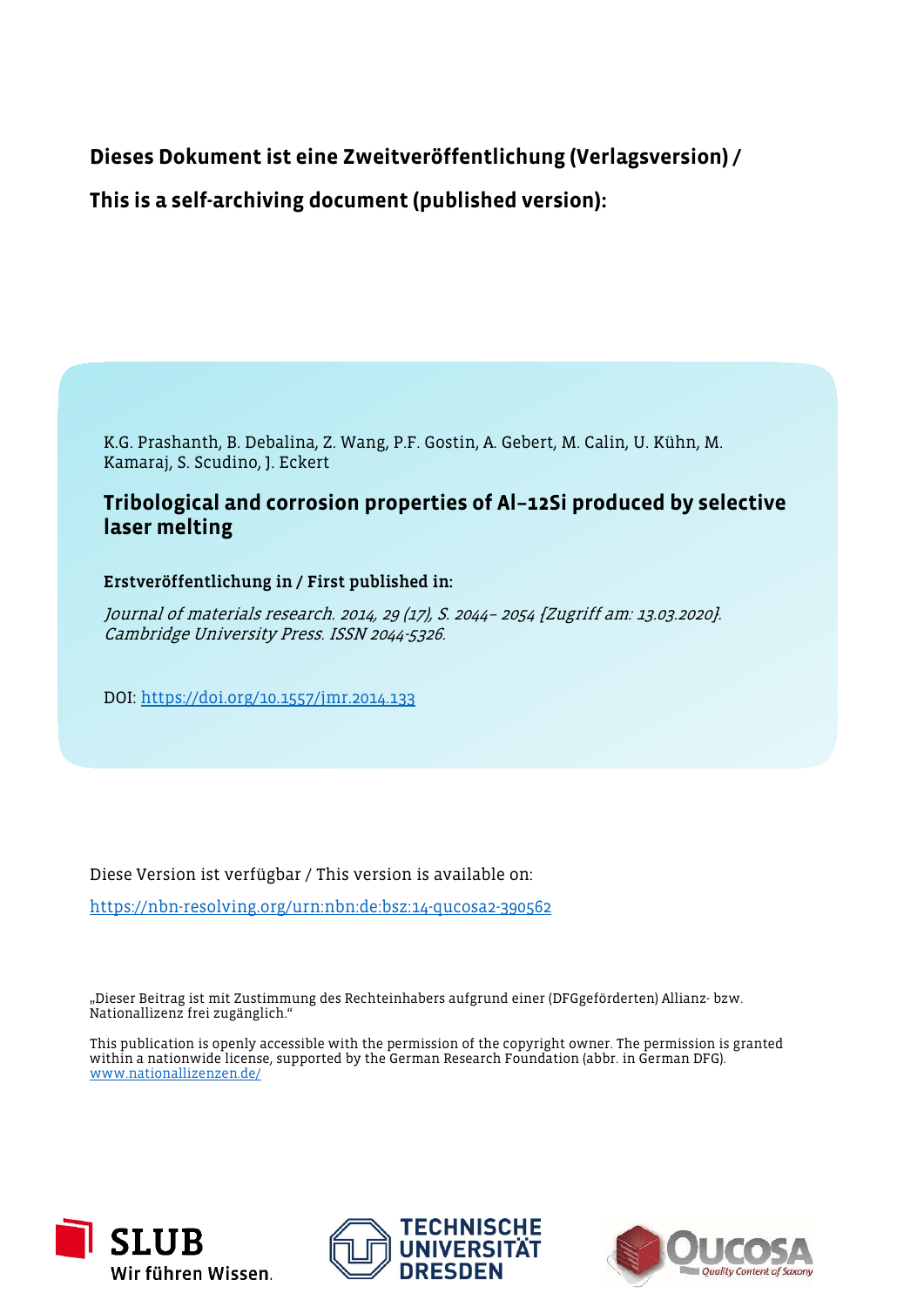**Dieses Dokument ist eine Zweitveröffentlichung (Verlagsversion) /**

**This is a self-archiving document (published version):**

K.G. Prashanth, B. Debalina, Z. Wang, P.F. Gostin, A. Gebert, M. Calin, U. Kühn, M. Kamaraj, S. Scudino, J. Eckert

## Tribological and corrosion properties of Al–12Si produced by selective laser melting

**Erstveröffentlichung in / First published in:**

*Journal of materials research. 2014, 29 (17), S. 2044– 2054 [Zugriff am: 13.03.2020]. Cambridge University Press. ISSN 2044-5326.*

DOI: https://doi.org/10.1557/jmr.2014.133

Diese Version ist verfügbar / This version is available on:

https://nbn-resolving.org/urn:nbn:de:bsz:14-qucosa2-390562

„Dieser Beitrag ist mit Zustimmung des Rechteinhabers aufgrund einer (DFGgeförderten) Allianz- bzw. Nationallizenz frei zugänglich."

This publication is openly accessible with the permission of the copyright owner. The permission is granted within a nationwide license, supported by the German Research Foundation (abbr. in German DFG).
www.nationallizenzen.de/

SLUB Wir führen Wissen.

TECHNISCHE UNIVERSITÄT DRESDEN

QUCOSA Quality Content of Saxony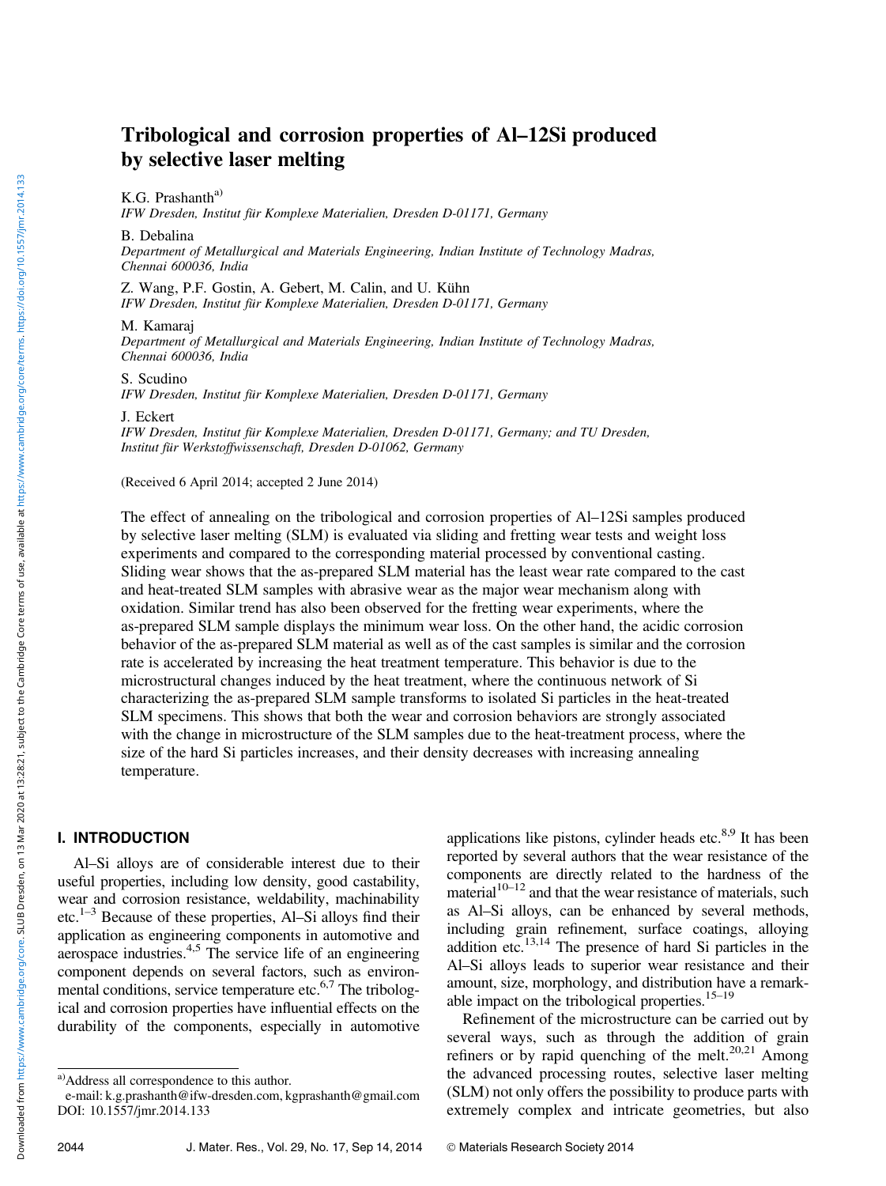# Tribological and corrosion properties of Al–12Si produced by selective laser melting

K.G. Prashanth[a)]
*IFW Dresden, Institut für Komplexe Materialien, Dresden D-01171, Germany*

B. Debalina
*Department of Metallurgical and Materials Engineering, Indian Institute of Technology Madras, Chennai 600036, India*

Z. Wang, P.F. Gostin, A. Gebert, M. Calin, and U. Kühn
*IFW Dresden, Institut für Komplexe Materialien, Dresden D-01171, Germany*

M. Kamaraj
*Department of Metallurgical and Materials Engineering, Indian Institute of Technology Madras, Chennai 600036, India*

S. Scudino
*IFW Dresden, Institut für Komplexe Materialien, Dresden D-01171, Germany*

J. Eckert
*IFW Dresden, Institut für Komplexe Materialien, Dresden D-01171, Germany; and TU Dresden, Institut für Werkstoffwissenschaft, Dresden D-01062, Germany*

(Received 6 April 2014; accepted 2 June 2014)

The effect of annealing on the tribological and corrosion properties of Al–12Si samples produced by selective laser melting (SLM) is evaluated via sliding and fretting wear tests and weight loss experiments and compared to the corresponding material processed by conventional casting. Sliding wear shows that the as-prepared SLM material has the least wear rate compared to the cast and heat-treated SLM samples with abrasive wear as the major wear mechanism along with oxidation. Similar trend has also been observed for the fretting wear experiments, where the as-prepared SLM sample displays the minimum wear loss. On the other hand, the acidic corrosion behavior of the as-prepared SLM material as well as of the cast samples is similar and the corrosion rate is accelerated by increasing the heat treatment temperature. This behavior is due to the microstructural changes induced by the heat treatment, where the continuous network of Si characterizing the as-prepared SLM sample transforms to isolated Si particles in the heat-treated SLM specimens. This shows that both the wear and corrosion behaviors are strongly associated with the change in microstructure of the SLM samples due to the heat-treatment process, where the size of the hard Si particles increases, and their density decreases with increasing annealing temperature.

## I. INTRODUCTION

Al–Si alloys are of considerable interest due to their useful properties, including low density, good castability, wear and corrosion resistance, weldability, machinability etc.[1–3] Because of these properties, Al–Si alloys find their application as engineering components in automotive and aerospace industries.[4,5] The service life of an engineering component depends on several factors, such as environmental conditions, service temperature etc.[6,7] The tribological and corrosion properties have influential effects on the durability of the components, especially in automotive applications like pistons, cylinder heads etc.[8,9] It has been reported by several authors that the wear resistance of the components are directly related to the hardness of the material[10–12] and that the wear resistance of materials, such as Al–Si alloys, can be enhanced by several methods, including grain refinement, surface coatings, alloying addition etc.[13,14] The presence of hard Si particles in the Al–Si alloys leads to superior wear resistance and their amount, size, morphology, and distribution have a remarkable impact on the tribological properties.[15–19]

Refinement of the microstructure can be carried out by several ways, such as through the addition of grain refiners or by rapid quenching of the melt.[20,21] Among the advanced processing routes, selective laser melting (SLM) not only offers the possibility to produce parts with extremely complex and intricate geometries, but also

a)Address all correspondence to this author.
e-mail: k.g.prashanth@ifw-dresden.com, kgprashanth@gmail.com
DOI: 10.1557/jmr.2014.133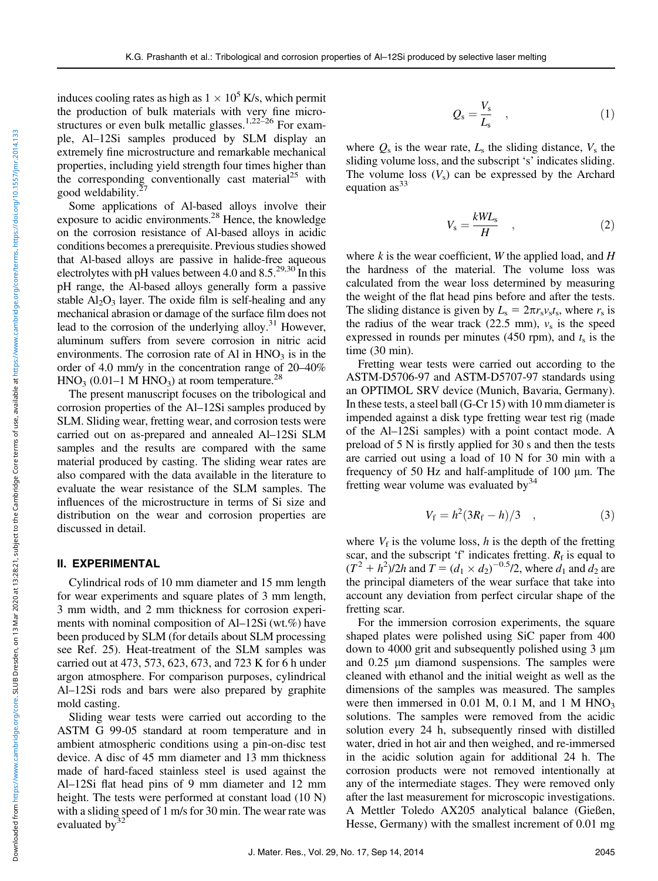induces cooling rates as high as $1 \times 10^5$ K/s, which permit the production of bulk materials with very fine microstructures or even bulk metallic glasses.[1,22–26] For example, Al–12Si samples produced by SLM display an extremely fine microstructure and remarkable mechanical properties, including yield strength four times higher than the corresponding conventionally cast material[25] with good weldability.[27]

Some applications of Al-based alloys involve their exposure to acidic environments.[28] Hence, the knowledge on the corrosion resistance of Al-based alloys in acidic conditions becomes a prerequisite. Previous studies showed that Al-based alloys are passive in halide-free aqueous electrolytes with pH values between 4.0 and 8.5.[29,30] In this pH range, the Al-based alloys generally form a passive stable $Al_2O_3$ layer. The oxide film is self-healing and any mechanical abrasion or damage of the surface film does not lead to the corrosion of the underlying alloy.[31] However, aluminum suffers from severe corrosion in nitric acid environments. The corrosion rate of Al in $HNO_3$ is in the order of 4.0 mm/y in the concentration range of 20–40% $HNO_3$ (0.01–1 M $HNO_3$) at room temperature.[28]

The present manuscript focuses on the tribological and corrosion properties of the Al–12Si samples produced by SLM. Sliding wear, fretting wear, and corrosion tests were carried out on as-prepared and annealed Al–12Si SLM samples and the results are compared with the same material produced by casting. The sliding wear rates are also compared with the data available in the literature to evaluate the wear resistance of the SLM samples. The influences of the microstructure in terms of Si size and distribution on the wear and corrosion properties are discussed in detail.

## II. EXPERIMENTAL

Cylindrical rods of 10 mm diameter and 15 mm length for wear experiments and square plates of 3 mm length, 3 mm width, and 2 mm thickness for corrosion experiments with nominal composition of Al–12Si (wt.%) have been produced by SLM (for details about SLM processing see Ref. 25). Heat-treatment of the SLM samples was carried out at 473, 573, 623, 673, and 723 K for 6 h under argon atmosphere. For comparison purposes, cylindrical Al–12Si rods and bars were also prepared by graphite mold casting.

Sliding wear tests were carried out according to the ASTM G 99-05 standard at room temperature and in ambient atmospheric conditions using a pin-on-disc test device. A disc of 45 mm diameter and 13 mm thickness made of hard-faced stainless steel is used against the Al–12Si flat head pins of 9 mm diameter and 12 mm height. The tests were performed at constant load (10 N) with a sliding speed of 1 m/s for 30 min. The wear rate was evaluated by[32]

$$Q_s = \frac{V_s}{L_s} \quad , \tag{1}$$

where $Q_s$ is the wear rate, $L_s$ the sliding distance, $V_s$ the sliding volume loss, and the subscript 's' indicates sliding. The volume loss ($V_s$) can be expressed by the Archard equation as[33]

$$V_s = \frac{kWL_s}{H} \quad , \tag{2}$$

where $k$ is the wear coefficient, $W$ the applied load, and $H$ the hardness of the material. The volume loss was calculated from the wear loss determined by measuring the weight of the flat head pins before and after the tests. The sliding distance is given by $L_s = 2\pi r_s v_s t_s$, where $r_s$ is the radius of the wear track (22.5 mm), $v_s$ is the speed expressed in rounds per minutes (450 rpm), and $t_s$ is the time (30 min).

Fretting wear tests were carried out according to the ASTM-D5706-97 and ASTM-D5707-97 standards using an OPTIMOL SRV device (Munich, Bavaria, Germany). In these tests, a steel ball (G-Cr 15) with 10 mm diameter is impended against a disk type fretting wear test rig (made of the Al–12Si samples) with a point contact mode. A preload of 5 N is firstly applied for 30 s and then the tests are carried out using a load of 10 N for 30 min with a frequency of 50 Hz and half-amplitude of 100 μm. The fretting wear volume was evaluated by[34]

$$V_f = h^2(3R_f - h)/3 \quad , \tag{3}$$

where $V_f$ is the volume loss, $h$ is the depth of the fretting scar, and the subscript 'f' indicates fretting. $R_f$ is equal to $(T^2 + h^2)/2h$ and $T = (d_1 \times d_2)^{-0.5}/2$, where $d_1$ and $d_2$ are the principal diameters of the wear surface that take into account any deviation from perfect circular shape of the fretting scar.

For the immersion corrosion experiments, the square shaped plates were polished using SiC paper from 400 down to 4000 grit and subsequently polished using 3 μm and 0.25 μm diamond suspensions. The samples were cleaned with ethanol and the initial weight as well as the dimensions of the samples was measured. The samples were then immersed in 0.01 M, 0.1 M, and 1 M $HNO_3$ solutions. The samples were removed from the acidic solution every 24 h, subsequently rinsed with distilled water, dried in hot air and then weighed, and re-immersed in the acidic solution again for additional 24 h. The corrosion products were not removed intentionally at any of the intermediate stages. They were removed only after the last measurement for microscopic investigations. A Mettler Toledo AX205 analytical balance (Gießen, Hesse, Germany) with the smallest increment of 0.01 mg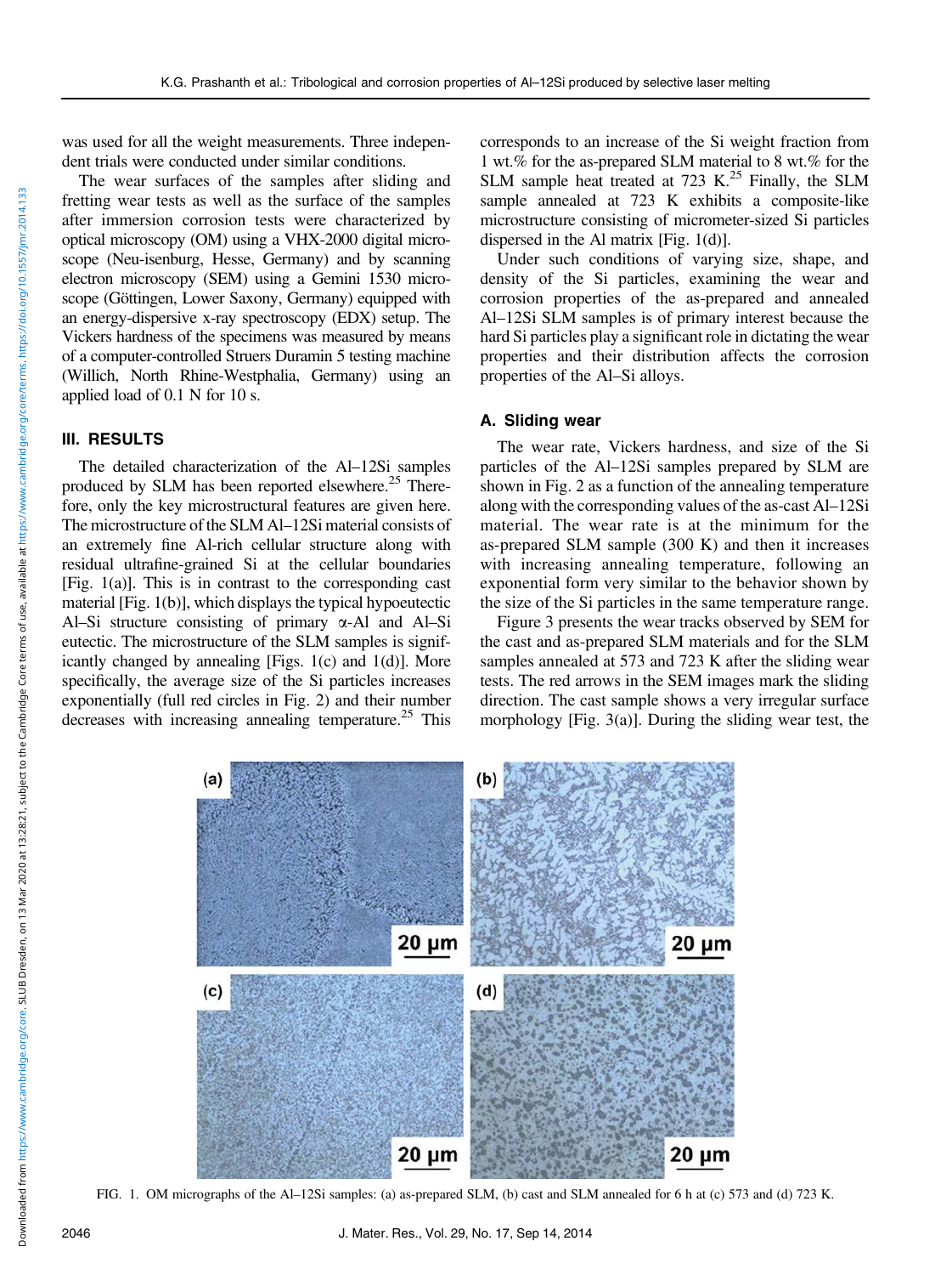was used for all the weight measurements. Three independent trials were conducted under similar conditions.

The wear surfaces of the samples after sliding and fretting wear tests as well as the surface of the samples after immersion corrosion tests were characterized by optical microscopy (OM) using a VHX-2000 digital microscope (Neu-isenburg, Hesse, Germany) and by scanning electron microscopy (SEM) using a Gemini 1530 microscope (Göttingen, Lower Saxony, Germany) equipped with an energy-dispersive x-ray spectroscopy (EDX) setup. The Vickers hardness of the specimens was measured by means of a computer-controlled Struers Duramin 5 testing machine (Willich, North Rhine-Westphalia, Germany) using an applied load of 0.1 N for 10 s.

## III. RESULTS

The detailed characterization of the Al–12Si samples produced by SLM has been reported elsewhere.[25] Therefore, only the key microstructural features are given here. The microstructure of the SLM Al–12Si material consists of an extremely fine Al-rich cellular structure along with residual ultrafine-grained Si at the cellular boundaries [Fig. 1(a)]. This is in contrast to the corresponding cast material [Fig. 1(b)], which displays the typical hypoeutectic Al–Si structure consisting of primary α-Al and Al–Si eutectic. The microstructure of the SLM samples is significantly changed by annealing [Figs. 1(c) and 1(d)]. More specifically, the average size of the Si particles increases exponentially (full red circles in Fig. 2) and their number decreases with increasing annealing temperature.[25] This corresponds to an increase of the Si weight fraction from 1 wt.% for the as-prepared SLM material to 8 wt.% for the SLM sample heat treated at 723 K.[25] Finally, the SLM sample annealed at 723 K exhibits a composite-like microstructure consisting of micrometer-sized Si particles dispersed in the Al matrix [Fig. 1(d)].

Under such conditions of varying size, shape, and density of the Si particles, examining the wear and corrosion properties of the as-prepared and annealed Al–12Si SLM samples is of primary interest because the hard Si particles play a significant role in dictating the wear properties and their distribution affects the corrosion properties of the Al–Si alloys.

### A. Sliding wear

The wear rate, Vickers hardness, and size of the Si particles of the Al–12Si samples prepared by SLM are shown in Fig. 2 as a function of the annealing temperature along with the corresponding values of the as-cast Al–12Si material. The wear rate is at the minimum for the as-prepared SLM sample (300 K) and then it increases with increasing annealing temperature, following an exponential form very similar to the behavior shown by the size of the Si particles in the same temperature range.

Figure 3 presents the wear tracks observed by SEM for the cast and as-prepared SLM materials and for the SLM samples annealed at 573 and 723 K after the sliding wear tests. The red arrows in the SEM images mark the sliding direction. The cast sample shows a very irregular surface morphology [Fig. 3(a)]. During the sliding wear test, the

FIG. 1. OM micrographs of the Al–12Si samples: (a) as-prepared SLM, (b) cast and SLM annealed for 6 h at (c) 573 and (d) 723 K.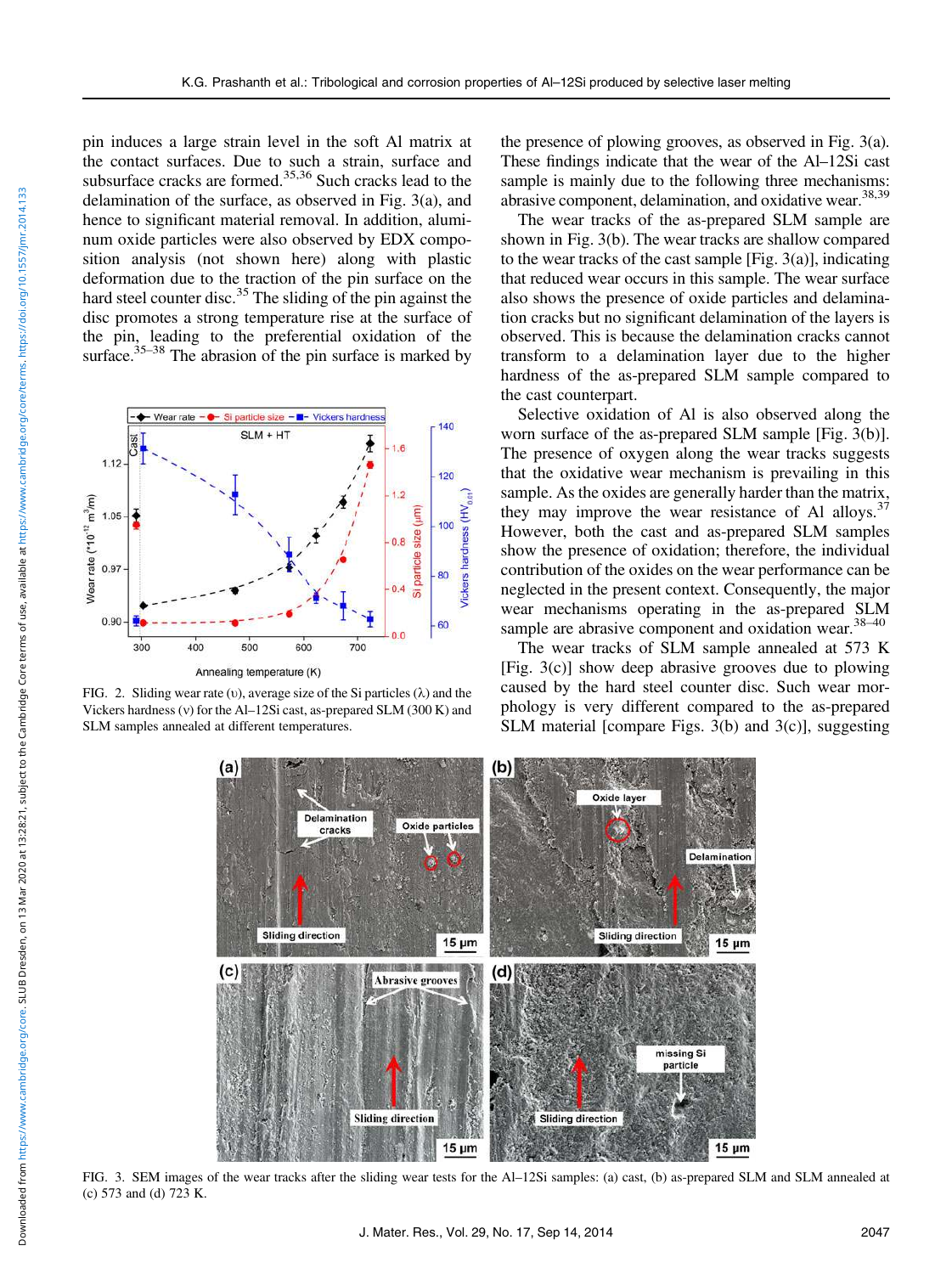pin induces a large strain level in the soft Al matrix at the contact surfaces. Due to such a strain, surface and subsurface cracks are formed.[35,36] Such cracks lead to the delamination of the surface, as observed in Fig. 3(a), and hence to significant material removal. In addition, aluminum oxide particles were also observed by EDX composition analysis (not shown here) along with plastic deformation due to the traction of the pin surface on the hard steel counter disc.[35] The sliding of the pin against the disc promotes a strong temperature rise at the surface of the pin, leading to the preferential oxidation of the surface.[35–38] The abrasion of the pin surface is marked by the presence of plowing grooves, as observed in Fig. 3(a). These findings indicate that the wear of the Al–12Si cast sample is mainly due to the following three mechanisms: abrasive component, delamination, and oxidative wear.[38,39]

FIG. 2. Sliding wear rate (υ), average size of the Si particles (λ) and the Vickers hardness (ν) for the Al–12Si cast, as-prepared SLM (300 K) and SLM samples annealed at different temperatures.

The wear tracks of the as-prepared SLM sample are shown in Fig. 3(b). The wear tracks are shallow compared to the wear tracks of the cast sample [Fig. 3(a)], indicating that reduced wear occurs in this sample. The wear surface also shows the presence of oxide particles and delamination cracks but no significant delamination of the layers is observed. This is because the delamination cracks cannot transform to a delamination layer due to the higher hardness of the as-prepared SLM sample compared to the cast counterpart.

Selective oxidation of Al is also observed along the worn surface of the as-prepared SLM sample [Fig. 3(b)]. The presence of oxygen along the wear tracks suggests that the oxidative wear mechanism is prevailing in this sample. As the oxides are generally harder than the matrix, they may improve the wear resistance of Al alloys.[37] However, both the cast and as-prepared SLM samples show the presence of oxidation; therefore, the individual contribution of the oxides on the wear performance can be neglected in the present context. Consequently, the major wear mechanisms operating in the as-prepared SLM sample are abrasive component and oxidation wear.[38–40]

The wear tracks of SLM sample annealed at 573 K [Fig. 3(c)] show deep abrasive grooves due to plowing caused by the hard steel counter disc. Such wear morphology is very different compared to the as-prepared SLM material [compare Figs. 3(b) and 3(c)], suggesting

FIG. 3. SEM images of the wear tracks after the sliding wear tests for the Al–12Si samples: (a) cast, (b) as-prepared SLM and SLM annealed at (c) 573 and (d) 723 K.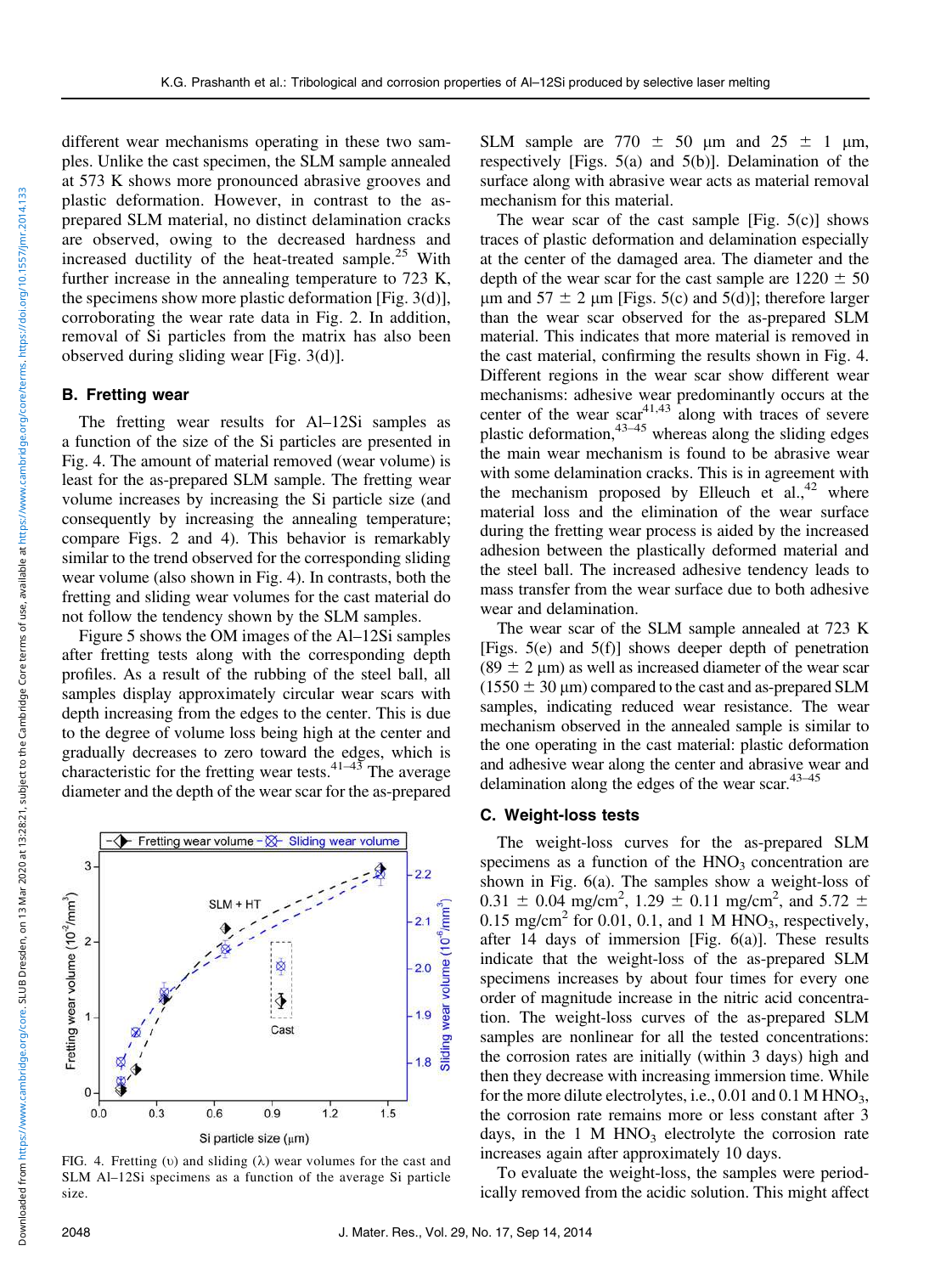different wear mechanisms operating in these two samples. Unlike the cast specimen, the SLM sample annealed at 573 K shows more pronounced abrasive grooves and plastic deformation. However, in contrast to the as-prepared SLM material, no distinct delamination cracks are observed, owing to the decreased hardness and increased ductility of the heat-treated sample.[25] With further increase in the annealing temperature to 723 K, the specimens show more plastic deformation [Fig. 3(d)], corroborating the wear rate data in Fig. 2. In addition, removal of Si particles from the matrix has also been observed during sliding wear [Fig. 3(d)].

### B. Fretting wear

The fretting wear results for Al–12Si samples as a function of the size of the Si particles are presented in Fig. 4. The amount of material removed (wear volume) is least for the as-prepared SLM sample. The fretting wear volume increases by increasing the Si particle size (and consequently by increasing the annealing temperature; compare Figs. 2 and 4). This behavior is remarkably similar to the trend observed for the corresponding sliding wear volume (also shown in Fig. 4). In contrasts, both the fretting and sliding wear volumes for the cast material do not follow the tendency shown by the SLM samples.

Figure 5 shows the OM images of the Al–12Si samples after fretting tests along with the corresponding depth profiles. As a result of the rubbing of the steel ball, all samples display approximately circular wear scars with depth increasing from the edges to the center. This is due to the degree of volume loss being high at the center and gradually decreases to zero toward the edges, which is characteristic for the fretting wear tests.[41–43] The average diameter and the depth of the wear scar for the as-prepared SLM sample are 770 ± 50 μm and 25 ± 1 μm, respectively [Figs. 5(a) and 5(b)]. Delamination of the surface along with abrasive wear acts as material removal mechanism for this material.

FIG. 4. Fretting (υ) and sliding (λ) wear volumes for the cast and SLM Al–12Si specimens as a function of the average Si particle size.

The wear scar of the cast sample [Fig. 5(c)] shows traces of plastic deformation and delamination especially at the center of the damaged area. The diameter and the depth of the wear scar for the cast sample are 1220 ± 50 μm and 57 ± 2 μm [Figs. 5(c) and 5(d)]; therefore larger than the wear scar observed for the as-prepared SLM material. This indicates that more material is removed in the cast material, confirming the results shown in Fig. 4. Different regions in the wear scar show different wear mechanisms: adhesive wear predominantly occurs at the center of the wear scar[41,43] along with traces of severe plastic deformation,[43–45] whereas along the sliding edges the main wear mechanism is found to be abrasive wear with some delamination cracks. This is in agreement with the mechanism proposed by Elleuch et al.,[42] where material loss and the elimination of the wear surface during the fretting wear process is aided by the increased adhesion between the plastically deformed material and the steel ball. The increased adhesive tendency leads to mass transfer from the wear surface due to both adhesive wear and delamination.

The wear scar of the SLM sample annealed at 723 K [Figs. 5(e) and 5(f)] shows deeper depth of penetration (89 ± 2 μm) as well as increased diameter of the wear scar (1550 ± 30 μm) compared to the cast and as-prepared SLM samples, indicating reduced wear resistance. The wear mechanism observed in the annealed sample is similar to the one operating in the cast material: plastic deformation and adhesive wear along the center and abrasive wear and delamination along the edges of the wear scar.[43–45]

### C. Weight-loss tests

The weight-loss curves for the as-prepared SLM specimens as a function of the $HNO_3$ concentration are shown in Fig. 6(a). The samples show a weight-loss of 0.31 ± 0.04 mg/cm$^2$, 1.29 ± 0.11 mg/cm$^2$, and 5.72 ± 0.15 mg/cm$^2$ for 0.01, 0.1, and 1 M $HNO_3$, respectively, after 14 days of immersion [Fig. 6(a)]. These results indicate that the weight-loss of the as-prepared SLM specimens increases by about four times for every one order of magnitude increase in the nitric acid concentration. The weight-loss curves of the as-prepared SLM samples are nonlinear for all the tested concentrations: the corrosion rates are initially (within 3 days) high and then they decrease with increasing immersion time. While for the more dilute electrolytes, i.e., 0.01 and 0.1 M $HNO_3$, the corrosion rate remains more or less constant after 3 days, in the 1 M $HNO_3$ electrolyte the corrosion rate increases again after approximately 10 days.

To evaluate the weight-loss, the samples were periodically removed from the acidic solution. This might affect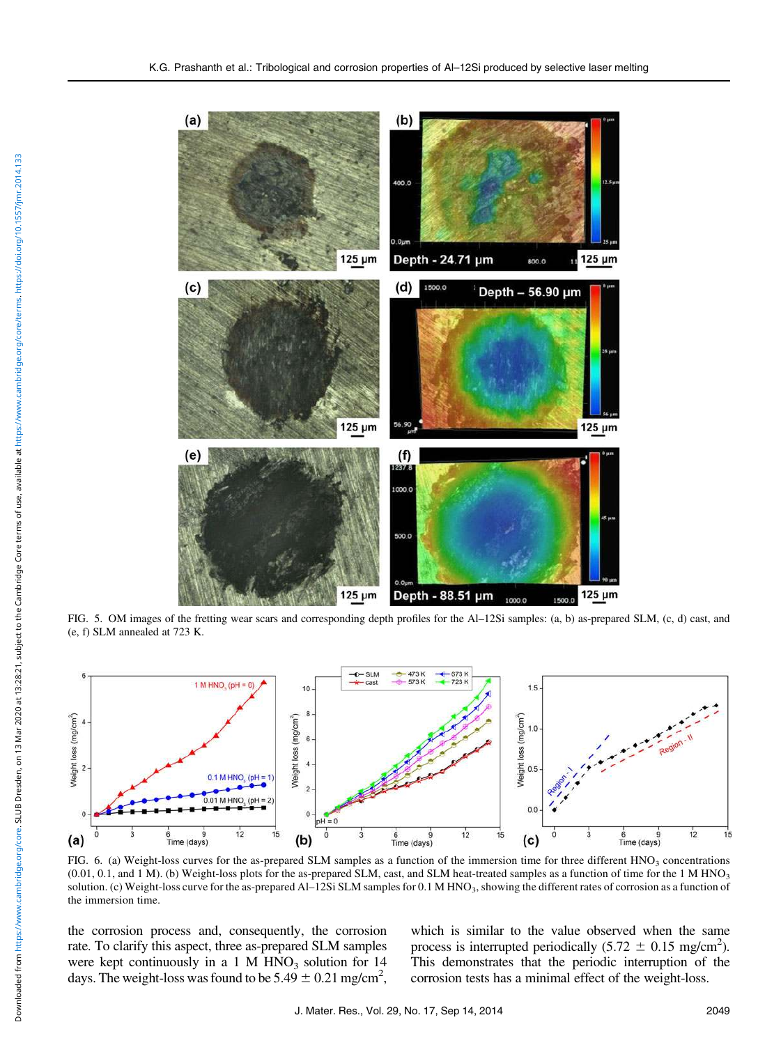FIG. 5. OM images of the fretting wear scars and corresponding depth profiles for the Al–12Si samples: (a, b) as-prepared SLM, (c, d) cast, and (e, f) SLM annealed at 723 K.

FIG. 6. (a) Weight-loss curves for the as-prepared SLM samples as a function of the immersion time for three different $HNO_3$ concentrations (0.01, 0.1, and 1 M). (b) Weight-loss plots for the as-prepared SLM, cast, and SLM heat-treated samples as a function of time for the 1 M $HNO_3$ solution. (c) Weight-loss curve for the as-prepared Al–12Si SLM samples for 0.1 M $HNO_3$, showing the different rates of corrosion as a function of the immersion time.

the corrosion process and, consequently, the corrosion rate. To clarify this aspect, three as-prepared SLM samples were kept continuously in a 1 M $HNO_3$ solution for 14 days. The weight-loss was found to be $5.49 \pm 0.21$ mg/cm$^2$, which is similar to the value observed when the same process is interrupted periodically ($5.72 \pm 0.15$ mg/cm$^2$). This demonstrates that the periodic interruption of the corrosion tests has a minimal effect of the weight-loss.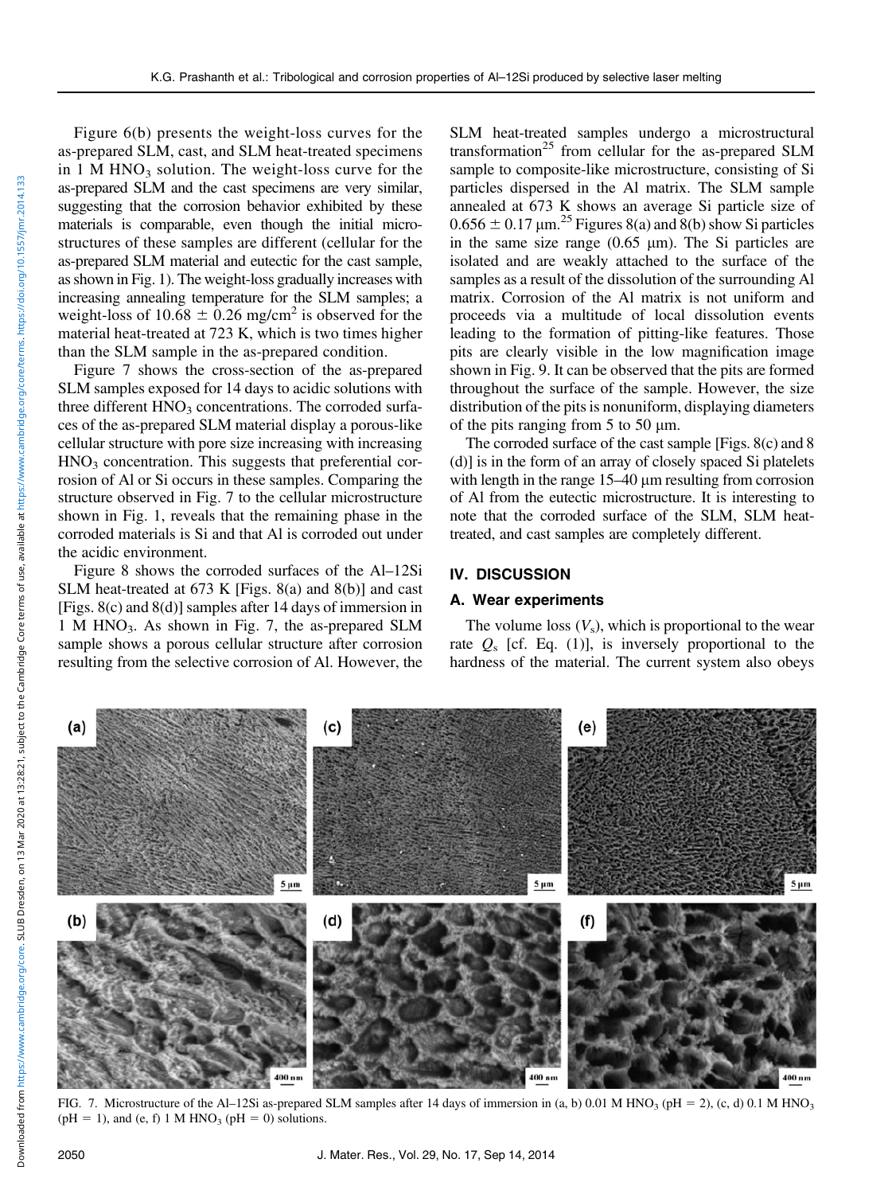Figure 6(b) presents the weight-loss curves for the as-prepared SLM, cast, and SLM heat-treated specimens in 1 M $HNO_3$ solution. The weight-loss curve for the as-prepared SLM and the cast specimens are very similar, suggesting that the corrosion behavior exhibited by these materials is comparable, even though the initial microstructures of these samples are different (cellular for the as-prepared SLM material and eutectic for the cast sample, as shown in Fig. 1). The weight-loss gradually increases with increasing annealing temperature for the SLM samples; a weight-loss of $10.68 \pm 0.26$ mg/cm$^2$ is observed for the material heat-treated at 723 K, which is two times higher than the SLM sample in the as-prepared condition.

Figure 7 shows the cross-section of the as-prepared SLM samples exposed for 14 days to acidic solutions with three different $HNO_3$ concentrations. The corroded surfaces of the as-prepared SLM material display a porous-like cellular structure with pore size increasing with increasing $HNO_3$ concentration. This suggests that preferential corrosion of Al or Si occurs in these samples. Comparing the structure observed in Fig. 7 to the cellular microstructure shown in Fig. 1, reveals that the remaining phase in the corroded materials is Si and that Al is corroded out under the acidic environment.

Figure 8 shows the corroded surfaces of the Al–12Si SLM heat-treated at 673 K [Figs. 8(a) and 8(b)] and cast [Figs. 8(c) and 8(d)] samples after 14 days of immersion in 1 M $HNO_3$. As shown in Fig. 7, the as-prepared SLM sample shows a porous cellular structure after corrosion resulting from the selective corrosion of Al. However, the SLM heat-treated samples undergo a microstructural transformation[25] from cellular for the as-prepared SLM sample to composite-like microstructure, consisting of Si particles dispersed in the Al matrix. The SLM sample annealed at 673 K shows an average Si particle size of $0.656 \pm 0.17$ μm.[25] Figures 8(a) and 8(b) show Si particles in the same size range (0.65 μm). The Si particles are isolated and are weakly attached to the surface of the samples as a result of the dissolution of the surrounding Al matrix. Corrosion of the Al matrix is not uniform and proceeds via a multitude of local dissolution events leading to the formation of pitting-like features. Those pits are clearly visible in the low magnification image shown in Fig. 9. It can be observed that the pits are formed throughout the surface of the sample. However, the size distribution of the pits is nonuniform, displaying diameters of the pits ranging from 5 to 50 μm.

The corroded surface of the cast sample [Figs. 8(c) and 8 (d)] is in the form of an array of closely spaced Si platelets with length in the range 15–40 μm resulting from corrosion of Al from the eutectic microstructure. It is interesting to note that the corroded surface of the SLM, SLM heat-treated, and cast samples are completely different.

## IV. DISCUSSION

### A. Wear experiments

The volume loss ($V_s$), which is proportional to the wear rate $Q_s$ [cf. Eq. (1)], is inversely proportional to the hardness of the material. The current system also obeys

FIG. 7. Microstructure of the Al–12Si as-prepared SLM samples after 14 days of immersion in (a, b) 0.01 M $HNO_3$ (pH = 2), (c, d) 0.1 M $HNO_3$ (pH = 1), and (e, f) 1 M $HNO_3$ (pH = 0) solutions.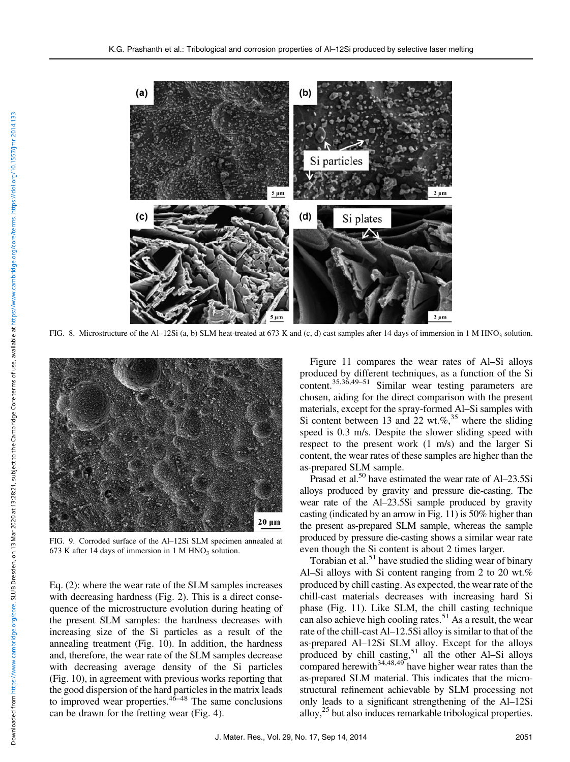FIG. 8. Microstructure of the Al–12Si (a, b) SLM heat-treated at 673 K and (c, d) cast samples after 14 days of immersion in 1 M $HNO_3$ solution.

FIG. 9. Corroded surface of the Al–12Si SLM specimen annealed at 673 K after 14 days of immersion in 1 M $HNO_3$ solution.

Eq. (2): where the wear rate of the SLM samples increases with decreasing hardness (Fig. 2). This is a direct consequence of the microstructure evolution during heating of the present SLM samples: the hardness decreases with increasing size of the Si particles as a result of the annealing treatment (Fig. 10). In addition, the hardness and, therefore, the wear rate of the SLM samples decrease with decreasing average density of the Si particles (Fig. 10), in agreement with previous works reporting that the good dispersion of the hard particles in the matrix leads to improved wear properties.[46–48] The same conclusions can be drawn for the fretting wear (Fig. 4).

Figure 11 compares the wear rates of Al–Si alloys produced by different techniques, as a function of the Si content.[35,36,49–51] Similar wear testing parameters are chosen, aiding for the direct comparison with the present materials, except for the spray-formed Al–Si samples with Si content between 13 and 22 wt.%,[35] where the sliding speed is 0.3 m/s. Despite the slower sliding speed with respect to the present work (1 m/s) and the larger Si content, the wear rates of these samples are higher than the as-prepared SLM sample.

Prasad et al.[50] have estimated the wear rate of Al–23.5Si alloys produced by gravity and pressure die-casting. The wear rate of the Al–23.5Si sample produced by gravity casting (indicated by an arrow in Fig. 11) is 50% higher than the present as-prepared SLM sample, whereas the sample produced by pressure die-casting shows a similar wear rate even though the Si content is about 2 times larger.

Torabian et al.[51] have studied the sliding wear of binary Al–Si alloys with Si content ranging from 2 to 20 wt.% produced by chill casting. As expected, the wear rate of the chill-cast materials decreases with increasing hard Si phase (Fig. 11). Like SLM, the chill casting technique can also achieve high cooling rates.[51] As a result, the wear rate of the chill-cast Al–12.5Si alloy is similar to that of the as-prepared Al–12Si SLM alloy. Except for the alloys produced by chill casting,[51] all the other Al–Si alloys compared herewith[34,48,49] have higher wear rates than the as-prepared SLM material. This indicates that the microstructural refinement achievable by SLM processing not only leads to a significant strengthening of the Al–12Si alloy,[25] but also induces remarkable tribological properties.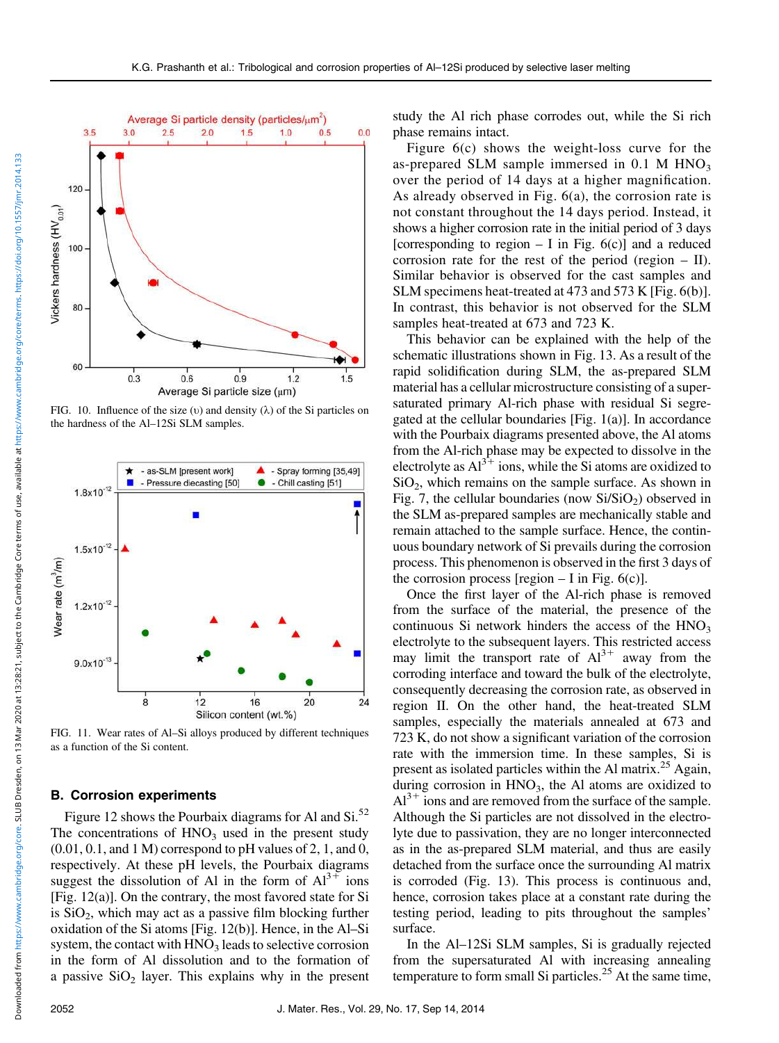FIG. 10. Influence of the size (υ) and density (λ) of the Si particles on the hardness of the Al–12Si SLM samples.

FIG. 11. Wear rates of Al–Si alloys produced by different techniques as a function of the Si content.

## B. Corrosion experiments

Figure 12 shows the Pourbaix diagrams for Al and Si.[52] The concentrations of $HNO_3$ used in the present study (0.01, 0.1, and 1 M) correspond to pH values of 2, 1, and 0, respectively. At these pH levels, the Pourbaix diagrams suggest the dissolution of Al in the form of $Al^{3+}$ ions [Fig. 12(a)]. On the contrary, the most favored state for Si is $SiO_2$, which may act as a passive film blocking further oxidation of the Si atoms [Fig. 12(b)]. Hence, in the Al–Si system, the contact with $HNO_3$ leads to selective corrosion in the form of Al dissolution and to the formation of a passive $SiO_2$ layer. This explains why in the present study the Al rich phase corrodes out, while the Si rich phase remains intact.

Figure 6(c) shows the weight-loss curve for the as-prepared SLM sample immersed in 0.1 M $HNO_3$ over the period of 14 days at a higher magnification. As already observed in Fig. 6(a), the corrosion rate is not constant throughout the 14 days period. Instead, it shows a higher corrosion rate in the initial period of 3 days [corresponding to region – I in Fig. 6(c)] and a reduced corrosion rate for the rest of the period (region – II). Similar behavior is observed for the cast samples and SLM specimens heat-treated at 473 and 573 K [Fig. 6(b)]. In contrast, this behavior is not observed for the SLM samples heat-treated at 673 and 723 K.

This behavior can be explained with the help of the schematic illustrations shown in Fig. 13. As a result of the rapid solidification during SLM, the as-prepared SLM material has a cellular microstructure consisting of a supersaturated primary Al-rich phase with residual Si segregated at the cellular boundaries [Fig. 1(a)]. In accordance with the Pourbaix diagrams presented above, the Al atoms from the Al-rich phase may be expected to dissolve in the electrolyte as $Al^{3+}$ ions, while the Si atoms are oxidized to $SiO_2$, which remains on the sample surface. As shown in Fig. 7, the cellular boundaries (now $Si/SiO_2$) observed in the SLM as-prepared samples are mechanically stable and remain attached to the sample surface. Hence, the continuous boundary network of Si prevails during the corrosion process. This phenomenon is observed in the first 3 days of the corrosion process [region – I in Fig. 6(c)].

Once the first layer of the Al-rich phase is removed from the surface of the material, the presence of the continuous Si network hinders the access of the $HNO_3$ electrolyte to the subsequent layers. This restricted access may limit the transport rate of $Al^{3+}$ away from the corroding interface and toward the bulk of the electrolyte, consequently decreasing the corrosion rate, as observed in region II. On the other hand, the heat-treated SLM samples, especially the materials annealed at 673 and 723 K, do not show a significant variation of the corrosion rate with the immersion time. In these samples, Si is present as isolated particles within the Al matrix.[25] Again, during corrosion in $HNO_3$, the Al atoms are oxidized to $Al^{3+}$ ions and are removed from the surface of the sample. Although the Si particles are not dissolved in the electrolyte due to passivation, they are no longer interconnected as in the as-prepared SLM material, and thus are easily detached from the surface once the surrounding Al matrix is corroded (Fig. 13). This process is continuous and, hence, corrosion takes place at a constant rate during the testing period, leading to pits throughout the samples' surface.

In the Al–12Si SLM samples, Si is gradually rejected from the supersaturated Al with increasing annealing temperature to form small Si particles.[25] At the same time,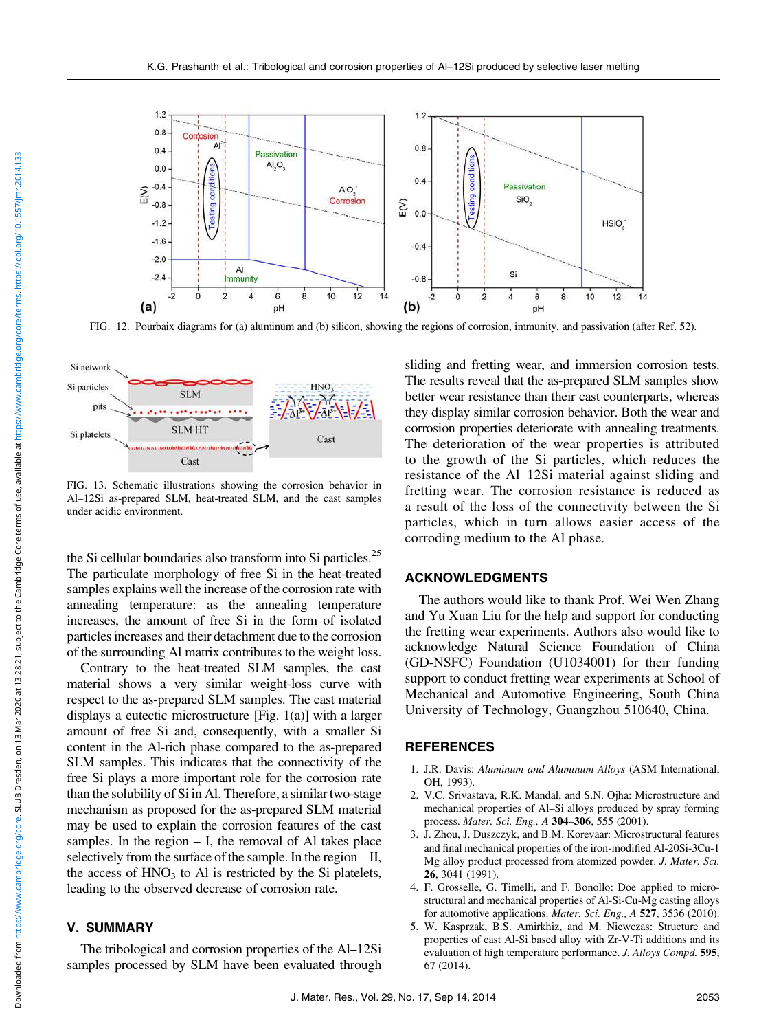FIG. 12. Pourbaix diagrams for (a) aluminum and (b) silicon, showing the regions of corrosion, immunity, and passivation (after Ref. 52).

FIG. 13. Schematic illustrations showing the corrosion behavior in Al–12Si as-prepared SLM, heat-treated SLM, and the cast samples under acidic environment.

the Si cellular boundaries also transform into Si particles.[25] The particulate morphology of free Si in the heat-treated samples explains well the increase of the corrosion rate with annealing temperature: as the annealing temperature increases, the amount of free Si in the form of isolated particles increases and their detachment due to the corrosion of the surrounding Al matrix contributes to the weight loss.

Contrary to the heat-treated SLM samples, the cast material shows a very similar weight-loss curve with respect to the as-prepared SLM samples. The cast material displays a eutectic microstructure [Fig. 1(a)] with a larger amount of free Si and, consequently, with a smaller Si content in the Al-rich phase compared to the as-prepared SLM samples. This indicates that the connectivity of the free Si plays a more important role for the corrosion rate than the solubility of Si in Al. Therefore, a similar two-stage mechanism as proposed for the as-prepared SLM material may be used to explain the corrosion features of the cast samples. In the region – I, the removal of Al takes place selectively from the surface of the sample. In the region – II, the access of $HNO_3$ to Al is restricted by the Si platelets, leading to the observed decrease of corrosion rate.

## V. SUMMARY

The tribological and corrosion properties of the Al–12Si samples processed by SLM have been evaluated through sliding and fretting wear, and immersion corrosion tests. The results reveal that the as-prepared SLM samples show better wear resistance than their cast counterparts, whereas they display similar corrosion behavior. Both the wear and corrosion properties deteriorate with annealing treatments. The deterioration of the wear properties is attributed to the growth of the Si particles, which reduces the resistance of the Al–12Si material against sliding and fretting wear. The corrosion resistance is reduced as a result of the loss of the connectivity between the Si particles, which in turn allows easier access of the corroding medium to the Al phase.

## ACKNOWLEDGMENTS

The authors would like to thank Prof. Wei Wen Zhang and Yu Xuan Liu for the help and support for conducting the fretting wear experiments. Authors also would like to acknowledge Natural Science Foundation of China (GD-NSFC) Foundation (U1034001) for their funding support to conduct fretting wear experiments at School of Mechanical and Automotive Engineering, South China University of Technology, Guangzhou 510640, China.

## REFERENCES

1. J.R. Davis: *Aluminum and Aluminum Alloys* (ASM International, OH, 1993).
2. V.C. Srivastava, R.K. Mandal, and S.N. Ojha: Microstructure and mechanical properties of Al–Si alloys produced by spray forming process. *Mater. Sci. Eng., A* **304–306**, 555 (2001).
3. J. Zhou, J. Duszczyk, and B.M. Korevaar: Microstructural features and final mechanical properties of the iron-modified Al-20Si-3Cu-1 Mg alloy product processed from atomized powder. *J. Mater. Sci.* **26**, 3041 (1991).
4. F. Grosselle, G. Timelli, and F. Bonollo: Doe applied to microstructural and mechanical properties of Al-Si-Cu-Mg casting alloys for automotive applications. *Mater. Sci. Eng., A* **527**, 3536 (2010).
5. W. Kasprzak, B.S. Amirkhiz, and M. Niewczas: Structure and properties of cast Al-Si based alloy with Zr-V-Ti additions and its evaluation of high temperature performance. *J. Alloys Compd.* **595**, 67 (2014).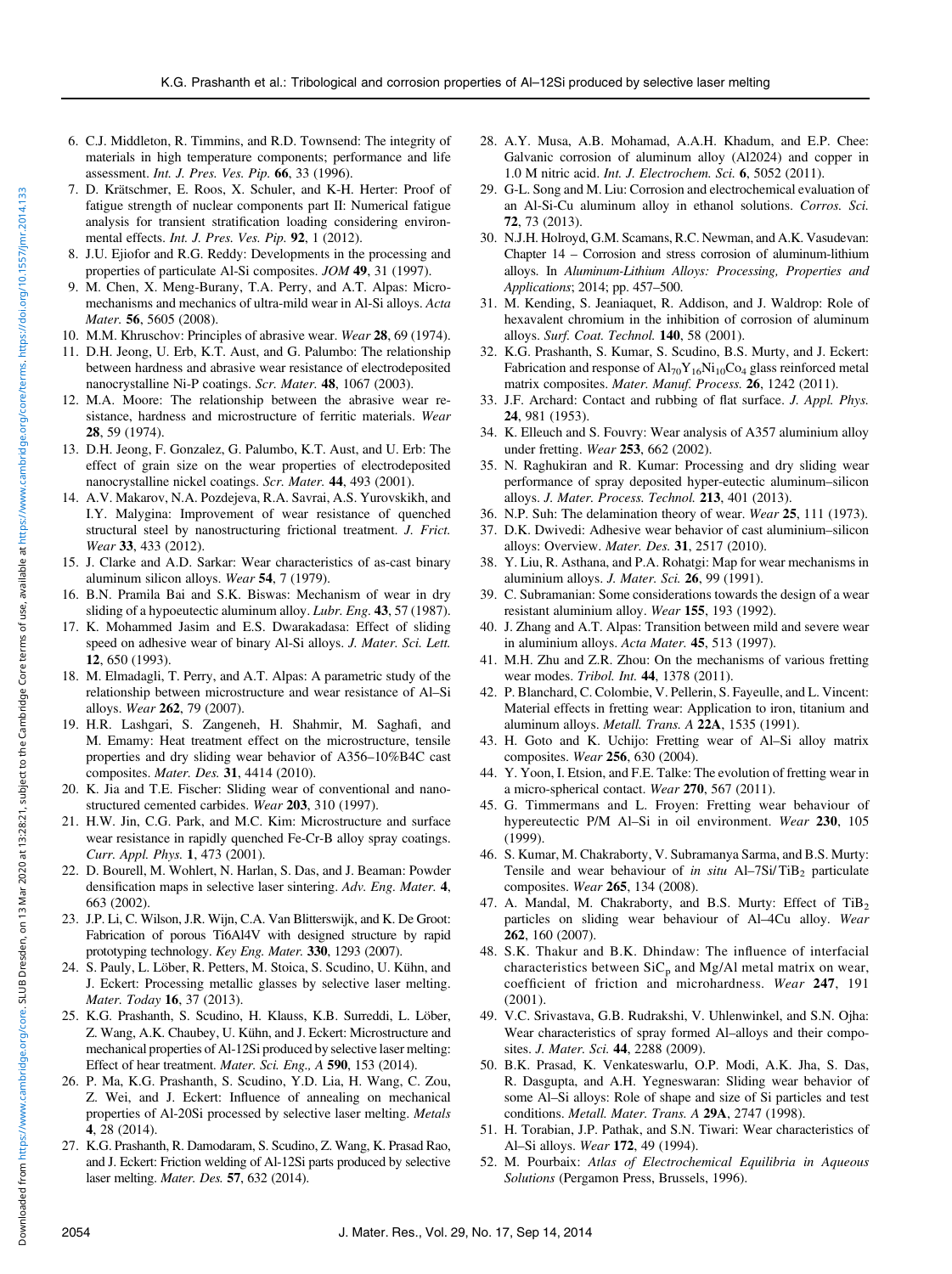6. C.J. Middleton, R. Timmins, and R.D. Townsend: The integrity of materials in high temperature components; performance and life assessment. *Int. J. Pres. Ves. Pip.* **66**, 33 (1996).
7. D. Krätschmer, E. Roos, X. Schuler, and K-H. Herter: Proof of fatigue strength of nuclear components part II: Numerical fatigue analysis for transient stratification loading considering environmental effects. *Int. J. Pres. Ves. Pip.* **92**, 1 (2012).
8. J.U. Ejiofor and R.G. Reddy: Developments in the processing and properties of particulate Al-Si composites. *JOM* **49**, 31 (1997).
9. M. Chen, X. Meng-Burany, T.A. Perry, and A.T. Alpas: Micromechanisms and mechanics of ultra-mild wear in Al-Si alloys. *Acta Mater.* **56**, 5605 (2008).
10. M.M. Khruschov: Principles of abrasive wear. *Wear* **28**, 69 (1974).
11. D.H. Jeong, U. Erb, K.T. Aust, and G. Palumbo: The relationship between hardness and abrasive wear resistance of electrodeposited nanocrystalline Ni-P coatings. *Scr. Mater.* **48**, 1067 (2003).
12. M.A. Moore: The relationship between the abrasive wear resistance, hardness and microstructure of ferritic materials. *Wear* **28**, 59 (1974).
13. D.H. Jeong, F. Gonzalez, G. Palumbo, K.T. Aust, and U. Erb: The effect of grain size on the wear properties of electrodeposited nanocrystalline nickel coatings. *Scr. Mater.* **44**, 493 (2001).
14. A.V. Makarov, N.A. Pozdejeva, R.A. Savrai, A.S. Yurovskikh, and I.Y. Malygina: Improvement of wear resistance of quenched structural steel by nanostructuring frictional treatment. *J. Frict. Wear* **33**, 433 (2012).
15. J. Clarke and A.D. Sarkar: Wear characteristics of as-cast binary aluminum silicon alloys. *Wear* **54**, 7 (1979).
16. B.N. Pramila Bai and S.K. Biswas: Mechanism of wear in dry sliding of a hypoeutectic aluminum alloy. *Lubr. Eng.* **43**, 57 (1987).
17. K. Mohammed Jasim and E.S. Dwarakadasa: Effect of sliding speed on adhesive wear of binary Al-Si alloys. *J. Mater. Sci. Lett.* **12**, 650 (1993).
18. M. Elmadagli, T. Perry, and A.T. Alpas: A parametric study of the relationship between microstructure and wear resistance of Al–Si alloys. *Wear* **262**, 79 (2007).
19. H.R. Lashgari, S. Zangeneh, H. Shahmir, M. Saghafi, and M. Emamy: Heat treatment effect on the microstructure, tensile properties and dry sliding wear behavior of A356–10%B4C cast composites. *Mater. Des.* **31**, 4414 (2010).
20. K. Jia and T.E. Fischer: Sliding wear of conventional and nanostructured cemented carbides. *Wear* **203**, 310 (1997).
21. H.W. Jin, C.G. Park, and M.C. Kim: Microstructure and surface wear resistance in rapidly quenched Fe-Cr-B alloy spray coatings. *Curr. Appl. Phys.* **1**, 473 (2001).
22. D. Bourell, M. Wohlert, N. Harlan, S. Das, and J. Beaman: Powder densification maps in selective laser sintering. *Adv. Eng. Mater.* **4**, 663 (2002).
23. J.P. Li, C. Wilson, J.R. Wijn, C.A. Van Blitterswijk, and K. De Groot: Fabrication of porous Ti6Al4V with designed structure by rapid prototyping technology. *Key Eng. Mater.* **330**, 1293 (2007).
24. S. Pauly, L. Löber, R. Petters, M. Stoica, S. Scudino, U. Kühn, and J. Eckert: Processing metallic glasses by selective laser melting. *Mater. Today* **16**, 37 (2013).
25. K.G. Prashanth, S. Scudino, H. Klauss, K.B. Surreddi, L. Löber, Z. Wang, A.K. Chaubey, U. Kühn, and J. Eckert: Microstructure and mechanical properties of Al-12Si produced by selective laser melting: Effect of hear treatment. *Mater. Sci. Eng., A* **590**, 153 (2014).
26. P. Ma, K.G. Prashanth, S. Scudino, Y.D. Lia, H. Wang, C. Zou, Z. Wei, and J. Eckert: Influence of annealing on mechanical properties of Al-20Si processed by selective laser melting. *Metals* **4**, 28 (2014).
27. K.G. Prashanth, R. Damodaram, S. Scudino, Z. Wang, K. Prasad Rao, and J. Eckert: Friction welding of Al-12Si parts produced by selective laser melting. *Mater. Des.* **57**, 632 (2014).
28. A.Y. Musa, A.B. Mohamad, A.A.H. Khadum, and E.P. Chee: Galvanic corrosion of aluminum alloy (Al2024) and copper in 1.0 M nitric acid. *Int. J. Electrochem. Sci.* **6**, 5052 (2011).
29. G-L. Song and M. Liu: Corrosion and electrochemical evaluation of an Al-Si-Cu aluminum alloy in ethanol solutions. *Corros. Sci.* **72**, 73 (2013).
30. N.J.H. Holroyd, G.M. Scamans, R.C. Newman, and A.K. Vasudevan: Chapter 14 – Corrosion and stress corrosion of aluminum-lithium alloys. In *Aluminum-Lithium Alloys: Processing, Properties and Applications*; 2014; pp. 457–500.
31. M. Kending, S. Jeaniaquet, R. Addison, and J. Waldrop: Role of hexavalent chromium in the inhibition of corrosion of aluminum alloys. *Surf. Coat. Technol.* **140**, 58 (2001).
32. K.G. Prashanth, S. Kumar, S. Scudino, B.S. Murty, and J. Eckert: Fabrication and response of $Al_{70}Y_{16}Ni_{10}Co_4$ glass reinforced metal matrix composites. *Mater. Manuf. Process.* **26**, 1242 (2011).
33. J.F. Archard: Contact and rubbing of flat surface. *J. Appl. Phys.* **24**, 981 (1953).
34. K. Elleuch and S. Fouvry: Wear analysis of A357 aluminium alloy under fretting. *Wear* **253**, 662 (2002).
35. N. Raghukiran and R. Kumar: Processing and dry sliding wear performance of spray deposited hyper-eutectic aluminum–silicon alloys. *J. Mater. Process. Technol.* **213**, 401 (2013).
36. N.P. Suh: The delamination theory of wear. *Wear* **25**, 111 (1973).
37. D.K. Dwivedi: Adhesive wear behavior of cast aluminium–silicon alloys: Overview. *Mater. Des.* **31**, 2517 (2010).
38. Y. Liu, R. Asthana, and P.A. Rohatgi: Map for wear mechanisms in aluminium alloys. *J. Mater. Sci.* **26**, 99 (1991).
39. C. Subramanian: Some considerations towards the design of a wear resistant aluminium alloy. *Wear* **155**, 193 (1992).
40. J. Zhang and A.T. Alpas: Transition between mild and severe wear in aluminium alloys. *Acta Mater.* **45**, 513 (1997).
41. M.H. Zhu and Z.R. Zhou: On the mechanisms of various fretting wear modes. *Tribol. Int.* **44**, 1378 (2011).
42. P. Blanchard, C. Colombie, V. Pellerin, S. Fayeulle, and L. Vincent: Material effects in fretting wear: Application to iron, titanium and aluminum alloys. *Metall. Trans. A* **22A**, 1535 (1991).
43. H. Goto and K. Uchijo: Fretting wear of Al–Si alloy matrix composites. *Wear* **256**, 630 (2004).
44. Y. Yoon, I. Etsion, and F.E. Talke: The evolution of fretting wear in a micro-spherical contact. *Wear* **270**, 567 (2011).
45. G. Timmermans and L. Froyen: Fretting wear behaviour of hypereutectic P/M Al–Si in oil environment. *Wear* **230**, 105 (1999).
46. S. Kumar, M. Chakraborty, V. Subramanya Sarma, and B.S. Murty: Tensile and wear behaviour of *in situ* Al–7Si/$TiB_2$ particulate composites. *Wear* **265**, 134 (2008).
47. A. Mandal, M. Chakraborty, and B.S. Murty: Effect of $TiB_2$ particles on sliding wear behaviour of Al–4Cu alloy. *Wear* **262**, 160 (2007).
48. S.K. Thakur and B.K. Dhindaw: The influence of interfacial characteristics between $SiC_p$ and Mg/Al metal matrix on wear, coefficient of friction and microhardness. *Wear* **247**, 191 (2001).
49. V.C. Srivastava, G.B. Rudrakshi, V. Uhlenwinkel, and S.N. Ojha: Wear characteristics of spray formed Al–alloys and their composites. *J. Mater. Sci.* **44**, 2288 (2009).
50. B.K. Prasad, K. Venkateswarlu, O.P. Modi, A.K. Jha, S. Das, R. Dasgupta, and A.H. Yegneswaran: Sliding wear behavior of some Al–Si alloys: Role of shape and size of Si particles and test conditions. *Metall. Mater. Trans. A* **29A**, 2747 (1998).
51. H. Torabian, J.P. Pathak, and S.N. Tiwari: Wear characteristics of Al–Si alloys. *Wear* **172**, 49 (1994).
52. M. Pourbaix: *Atlas of Electrochemical Equilibria in Aqueous Solutions* (Pergamon Press, Brussels, 1996).